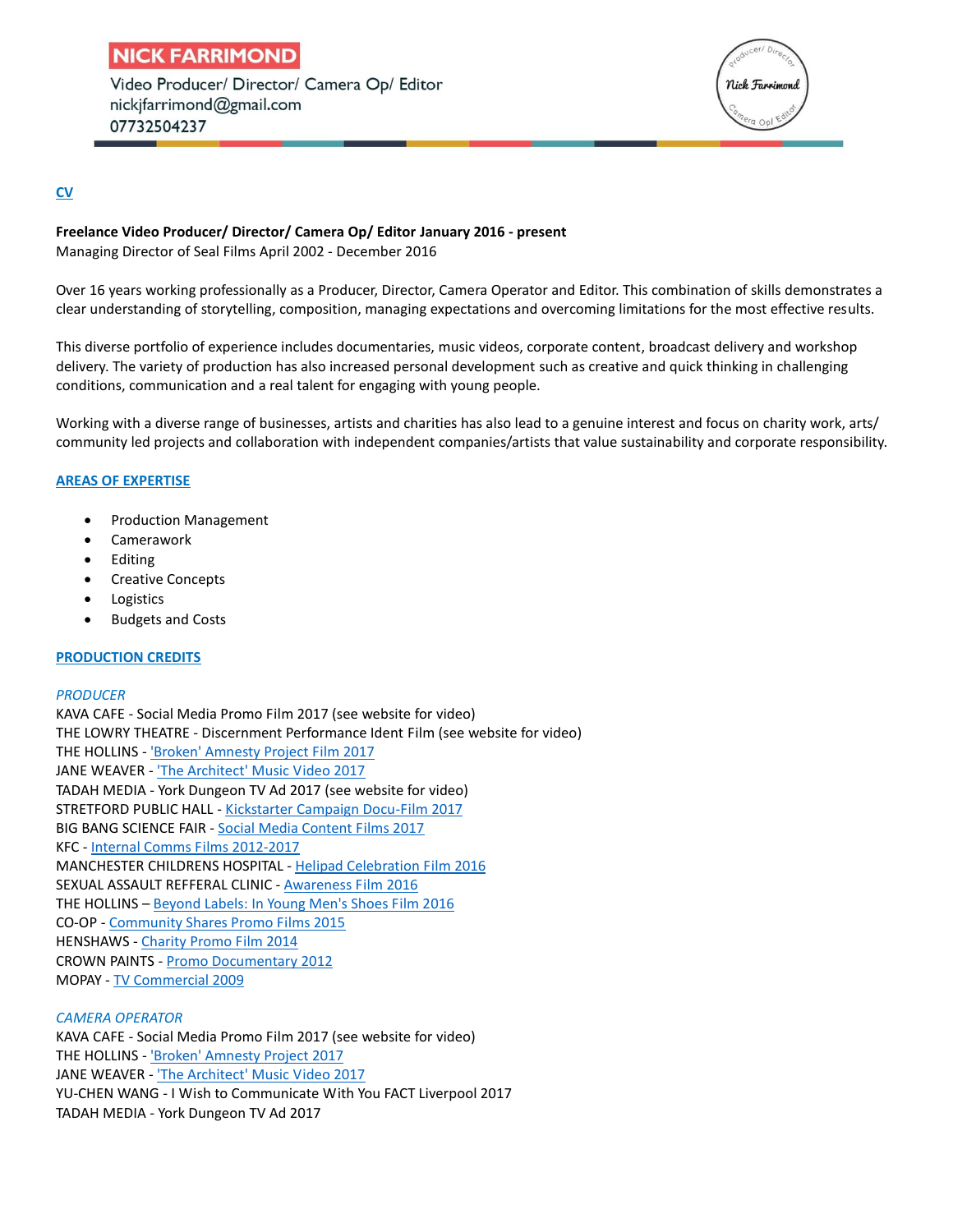# NICK FARRIMOND

Video Producer/ Director/ Camera Op/ Editor
nickjfarrimond@gmail.com
07732504237

## CV

**Freelance Video Producer/ Director/ Camera Op/ Editor January 2016 - present**
Managing Director of Seal Films April 2002 - December 2016

Over 16 years working professionally as a Producer, Director, Camera Operator and Editor. This combination of skills demonstrates a clear understanding of storytelling, composition, managing expectations and overcoming limitations for the most effective results.

This diverse portfolio of experience includes documentaries, music videos, corporate content, broadcast delivery and workshop delivery. The variety of production has also increased personal development such as creative and quick thinking in challenging conditions, communication and a real talent for engaging with young people.

Working with a diverse range of businesses, artists and charities has also lead to a genuine interest and focus on charity work, arts/ community led projects and collaboration with independent companies/artists that value sustainability and corporate responsibility.

## AREAS OF EXPERTISE

- Production Management
- Camerawork
- Editing
- Creative Concepts
- Logistics
- Budgets and Costs

## PRODUCTION CREDITS

### *PRODUCER*

KAVA CAFE - Social Media Promo Film 2017 (see website for video)
THE LOWRY THEATRE - Discernment Performance Ident Film (see website for video)
THE HOLLINS - 'Broken' Amnesty Project Film 2017
JANE WEAVER - 'The Architect' Music Video 2017
TADAH MEDIA - York Dungeon TV Ad 2017 (see website for video)
STRETFORD PUBLIC HALL - Kickstarter Campaign Docu-Film 2017
BIG BANG SCIENCE FAIR - Social Media Content Films 2017
KFC - Internal Comms Films 2012-2017
MANCHESTER CHILDRENS HOSPITAL - Helipad Celebration Film 2016
SEXUAL ASSAULT REFFERAL CLINIC - Awareness Film 2016
THE HOLLINS – Beyond Labels: In Young Men's Shoes Film 2016
CO-OP - Community Shares Promo Films 2015
HENSHAWS - Charity Promo Film 2014
CROWN PAINTS - Promo Documentary 2012
MOPAY - TV Commercial 2009

### *CAMERA OPERATOR*

KAVA CAFE - Social Media Promo Film 2017 (see website for video)
THE HOLLINS - 'Broken' Amnesty Project 2017
JANE WEAVER - 'The Architect' Music Video 2017
YU-CHEN WANG - I Wish to Communicate With You FACT Liverpool 2017
TADAH MEDIA - York Dungeon TV Ad 2017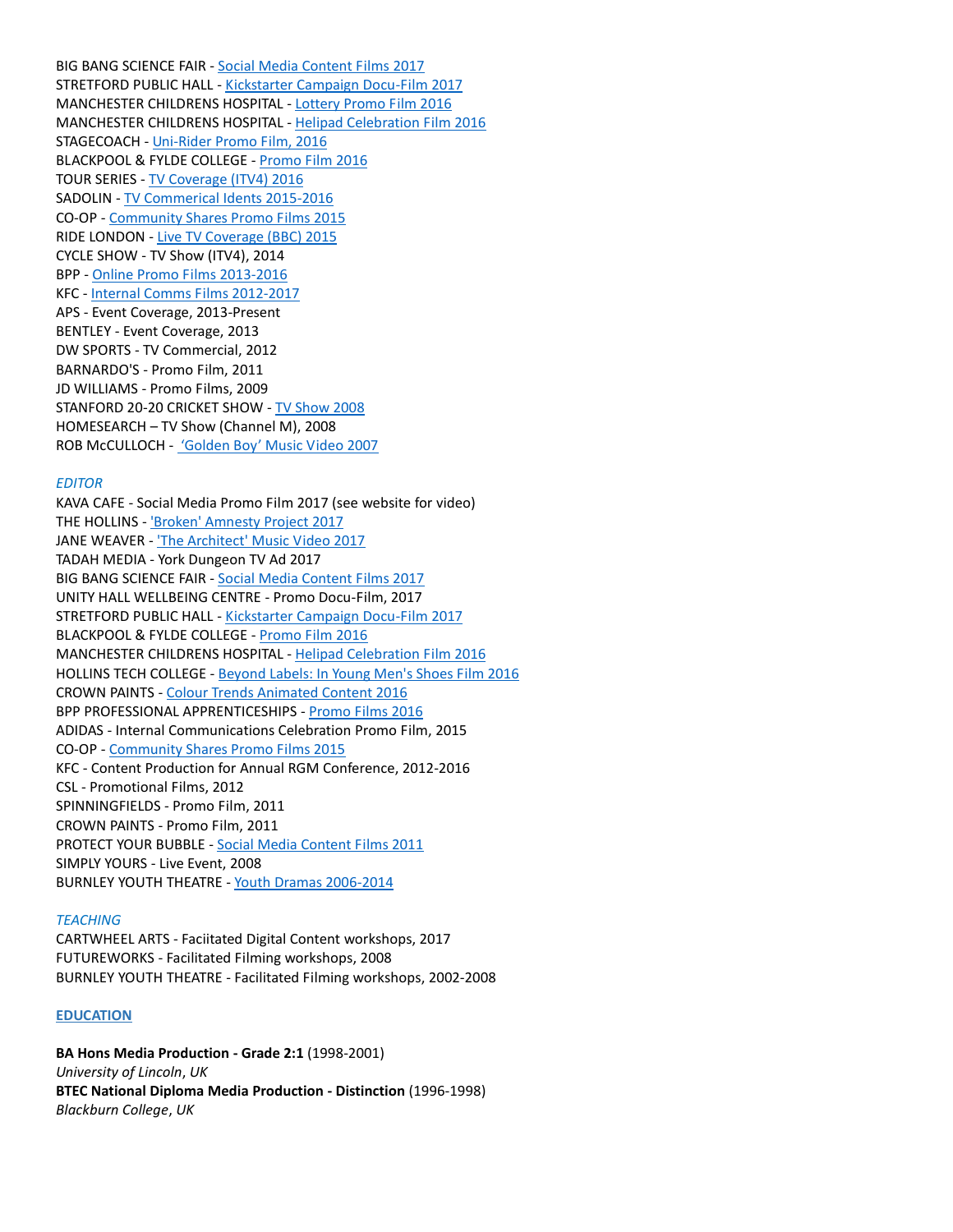BIG BANG SCIENCE FAIR - Social Media Content Films 2017
STRETFORD PUBLIC HALL - Kickstarter Campaign Docu-Film 2017
MANCHESTER CHILDRENS HOSPITAL - Lottery Promo Film 2016
MANCHESTER CHILDRENS HOSPITAL - Helipad Celebration Film 2016
STAGECOACH - Uni-Rider Promo Film, 2016
BLACKPOOL & FYLDE COLLEGE - Promo Film 2016
TOUR SERIES - TV Coverage (ITV4) 2016
SADOLIN - TV Commerical Idents 2015-2016
CO-OP - Community Shares Promo Films 2015
RIDE LONDON - Live TV Coverage (BBC) 2015
CYCLE SHOW - TV Show (ITV4), 2014
BPP - Online Promo Films 2013-2016
KFC - Internal Comms Films 2012-2017
APS - Event Coverage, 2013-Present
BENTLEY - Event Coverage, 2013
DW SPORTS - TV Commercial, 2012
BARNARDO'S - Promo Film, 2011
JD WILLIAMS - Promo Films, 2009
STANFORD 20-20 CRICKET SHOW - TV Show 2008
HOMESEARCH – TV Show (Channel M), 2008
ROB McCULLOCH - 'Golden Boy' Music Video 2007

*EDITOR*

KAVA CAFE - Social Media Promo Film 2017 (see website for video)
THE HOLLINS - 'Broken' Amnesty Project 2017
JANE WEAVER - 'The Architect' Music Video 2017
TADAH MEDIA - York Dungeon TV Ad 2017
BIG BANG SCIENCE FAIR - Social Media Content Films 2017
UNITY HALL WELLBEING CENTRE - Promo Docu-Film, 2017
STRETFORD PUBLIC HALL - Kickstarter Campaign Docu-Film 2017
BLACKPOOL & FYLDE COLLEGE - Promo Film 2016
MANCHESTER CHILDRENS HOSPITAL - Helipad Celebration Film 2016
HOLLINS TECH COLLEGE - Beyond Labels: In Young Men's Shoes Film 2016
CROWN PAINTS - Colour Trends Animated Content 2016
BPP PROFESSIONAL APPRENTICESHIPS - Promo Films 2016
ADIDAS - Internal Communications Celebration Promo Film, 2015
CO-OP - Community Shares Promo Films 2015
KFC - Content Production for Annual RGM Conference, 2012-2016
CSL - Promotional Films, 2012
SPINNINGFIELDS - Promo Film, 2011
CROWN PAINTS - Promo Film, 2011
PROTECT YOUR BUBBLE - Social Media Content Films 2011
SIMPLY YOURS - Live Event, 2008
BURNLEY YOUTH THEATRE - Youth Dramas 2006-2014

*TEACHING*

CARTWHEEL ARTS - Faciitated Digital Content workshops, 2017
FUTUREWORKS - Facilitated Filming workshops, 2008
BURNLEY YOUTH THEATRE - Facilitated Filming workshops, 2002-2008

## EDUCATION

**BA Hons Media Production - Grade 2:1** (1998-2001)
*University of Lincoln*, *UK*
**BTEC National Diploma Media Production - Distinction** (1996-1998)
*Blackburn College*, *UK*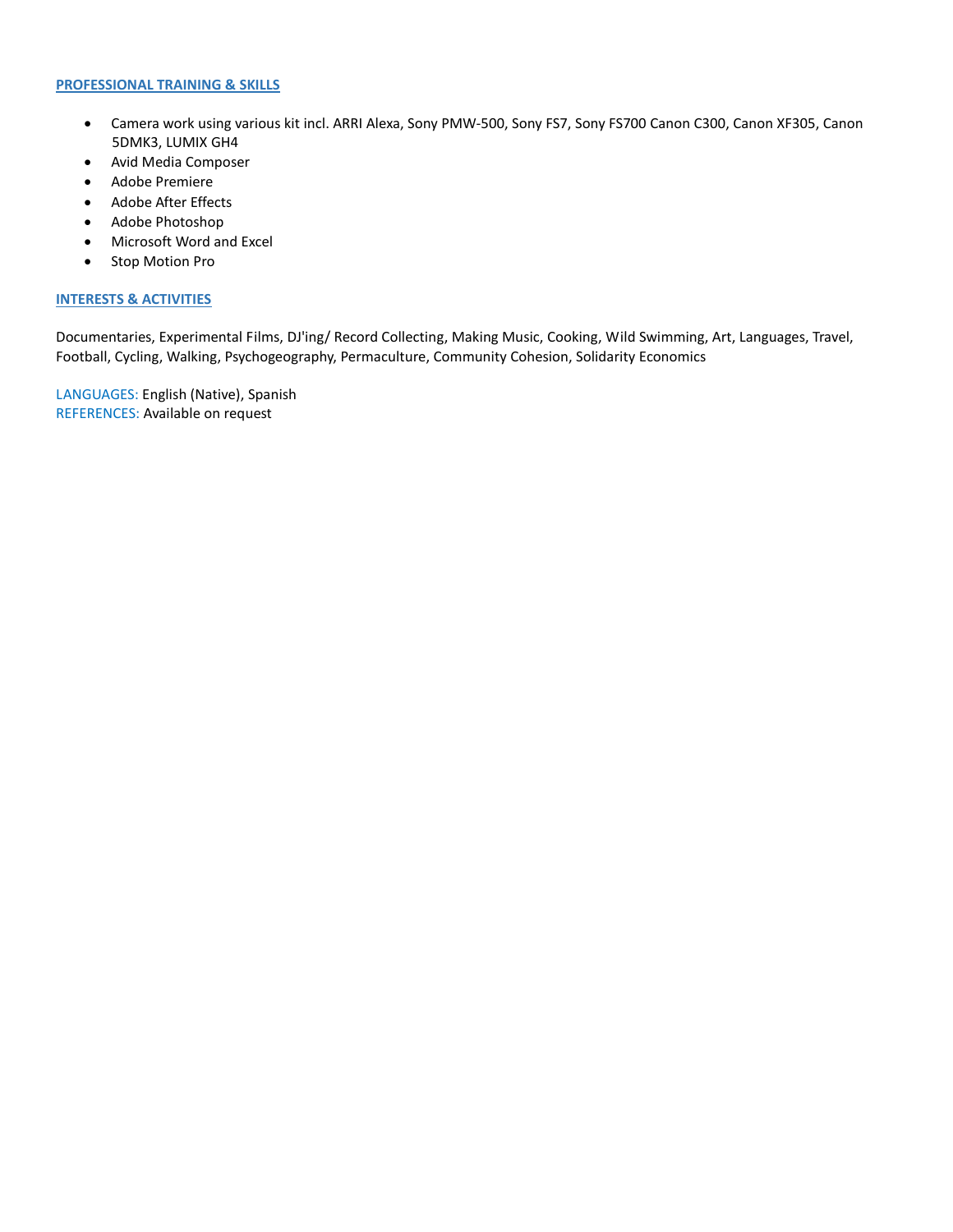## PROFESSIONAL TRAINING & SKILLS

- Camera work using various kit incl. ARRI Alexa, Sony PMW-500, Sony FS7, Sony FS700 Canon C300, Canon XF305, Canon 5DMK3, LUMIX GH4
- Avid Media Composer
- Adobe Premiere
- Adobe After Effects
- Adobe Photoshop
- Microsoft Word and Excel
- Stop Motion Pro

## INTERESTS & ACTIVITIES

Documentaries, Experimental Films, DJ'ing/ Record Collecting, Making Music, Cooking, Wild Swimming, Art, Languages, Travel, Football, Cycling, Walking, Psychogeography, Permaculture, Community Cohesion, Solidarity Economics

LANGUAGES: English (Native), Spanish
REFERENCES: Available on request